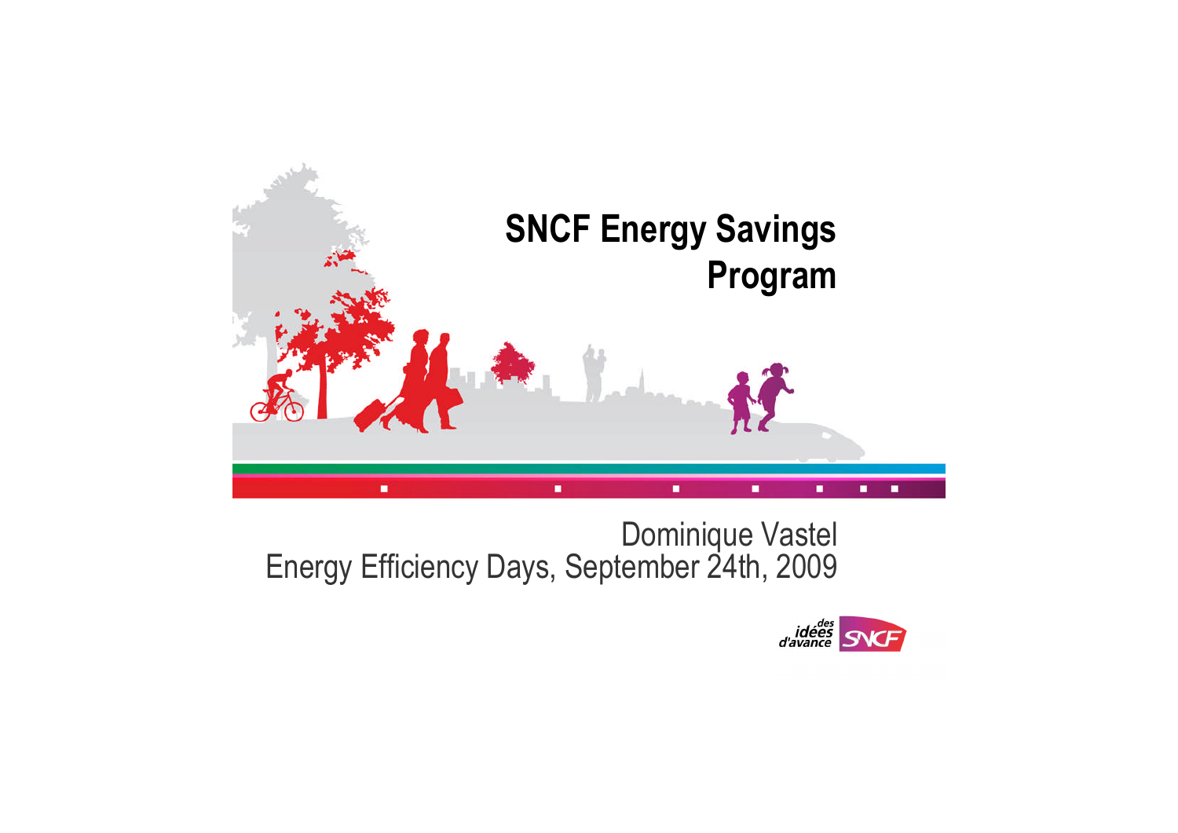# SNCF Energy Savings Program

Dominique Vastel
Energy Efficiency Days, September 24th, 2009

des idées d'avance SNCF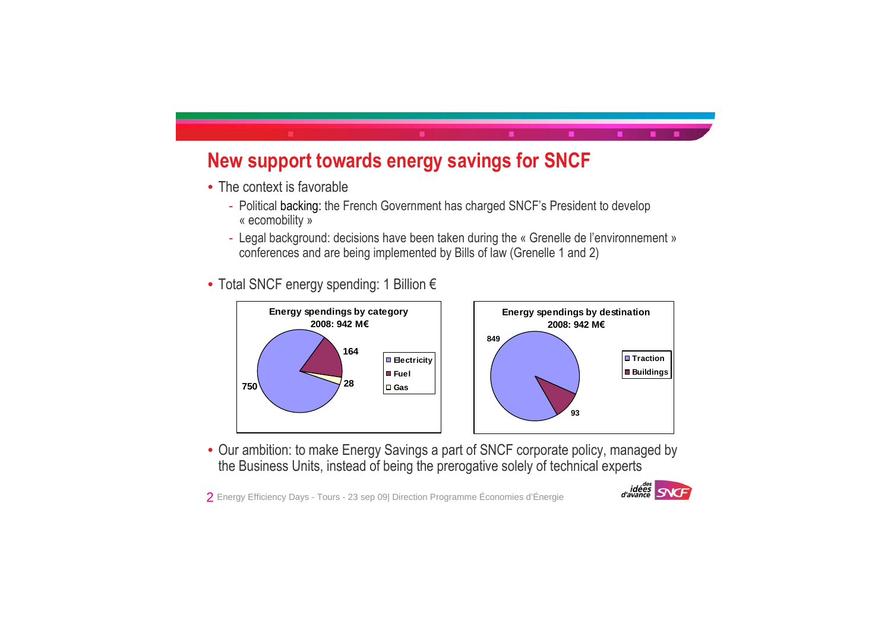# New support towards energy savings for SNCF

- The context is favorable
  - Political backing: the French Government has charged SNCF's President to develop « ecomobility »
  - Legal background: decisions have been taken during the « Grenelle de l'environnement » conferences and are being implemented by Bills of law (Grenelle 1 and 2)
- Total SNCF energy spending: 1 Billion €

**Energy spendings by category**
**2008: 942 M€**

| Category | M€ |
|---|---|
| Electricity | 750 |
| Fuel | 164 |
| Gas | 28 |

**Energy spendings by destination**
**2008: 942 M€**

| Destination | M€ |
|---|---|
| Traction | 849 |
| Buildings | 93 |

- Our ambition: to make Energy Savings a part of SNCF corporate policy, managed by the Business Units, instead of being the prerogative solely of technical experts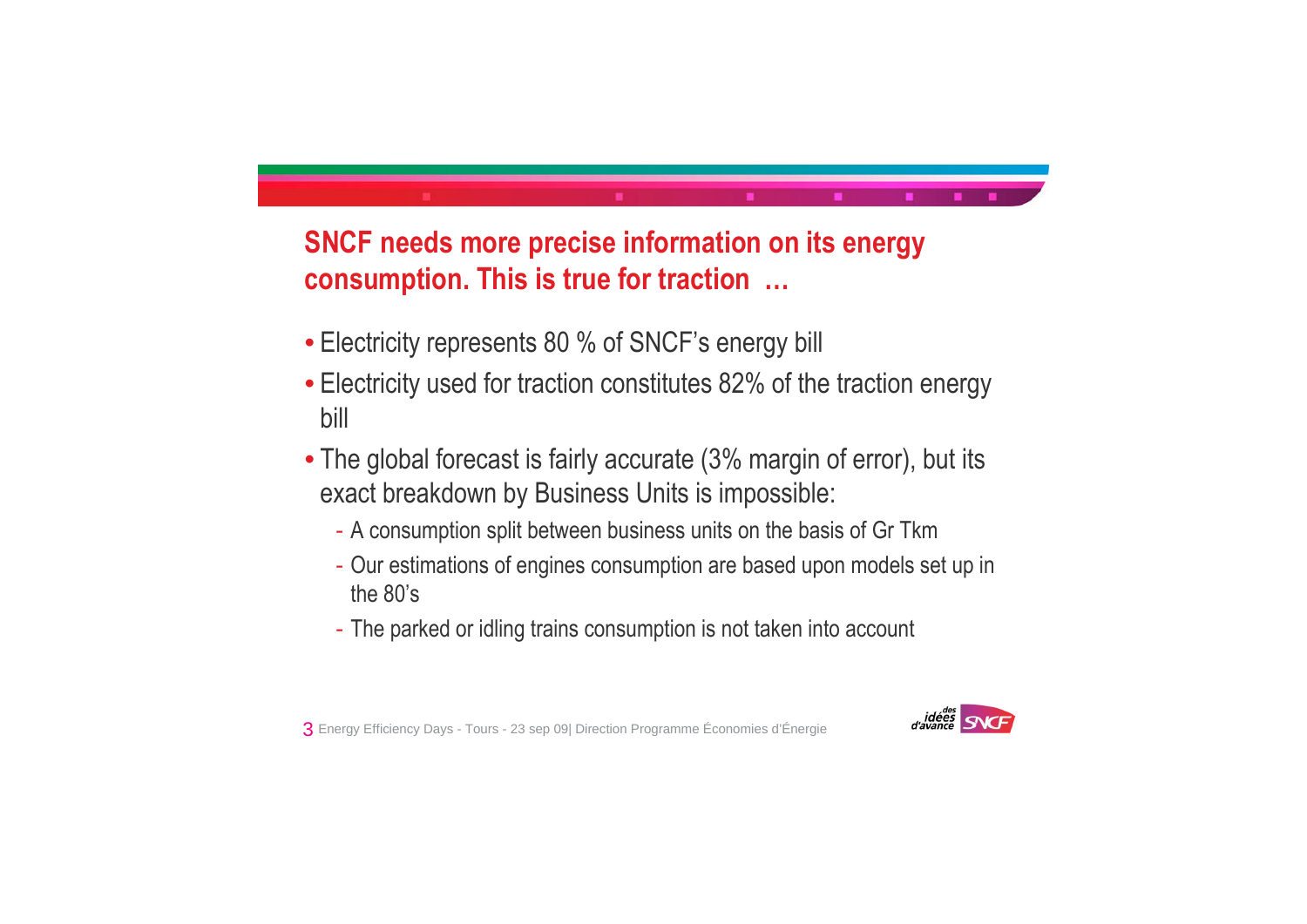## SNCF needs more precise information on its energy consumption. This is true for traction …

- Electricity represents 80 % of SNCF's energy bill
- Electricity used for traction constitutes 82% of the traction energy bill
- The global forecast is fairly accurate (3% margin of error), but its exact breakdown by Business Units is impossible:
  - A consumption split between business units on the basis of Gr Tkm
  - Our estimations of engines consumption are based upon models set up in the 80's
  - The parked or idling trains consumption is not taken into account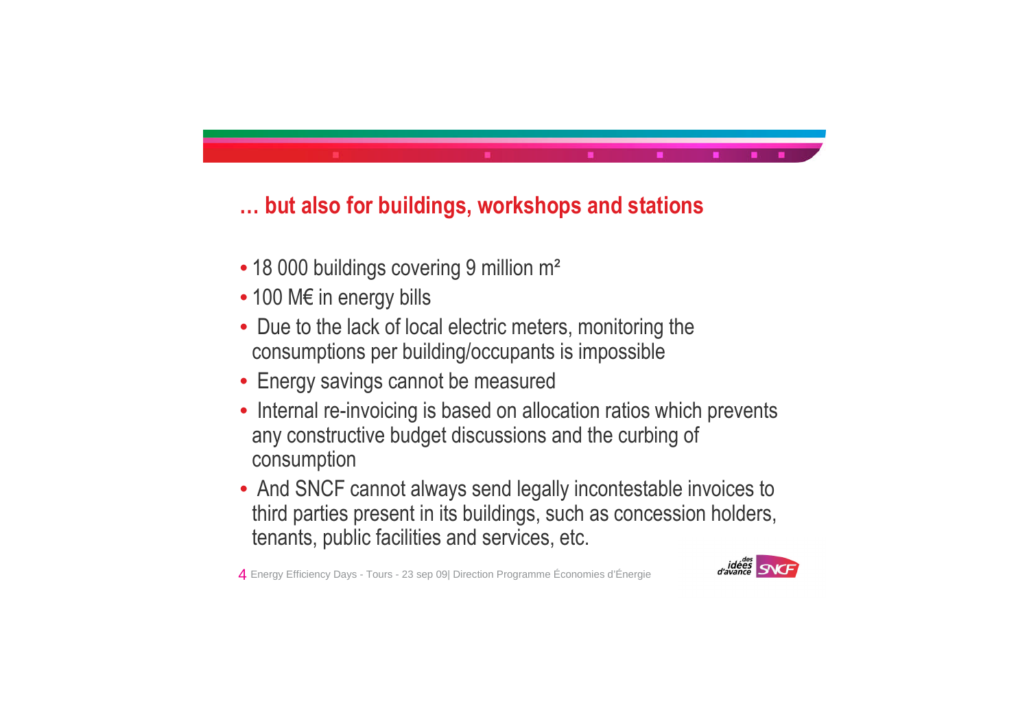## … but also for buildings, workshops and stations

- 18 000 buildings covering 9 million m²
- 100 M€ in energy bills
- Due to the lack of local electric meters, monitoring the consumptions per building/occupants is impossible
- Energy savings cannot be measured
- Internal re-invoicing is based on allocation ratios which prevents any constructive budget discussions and the curbing of consumption
- And SNCF cannot always send legally incontestable invoices to third parties present in its buildings, such as concession holders, tenants, public facilities and services, etc.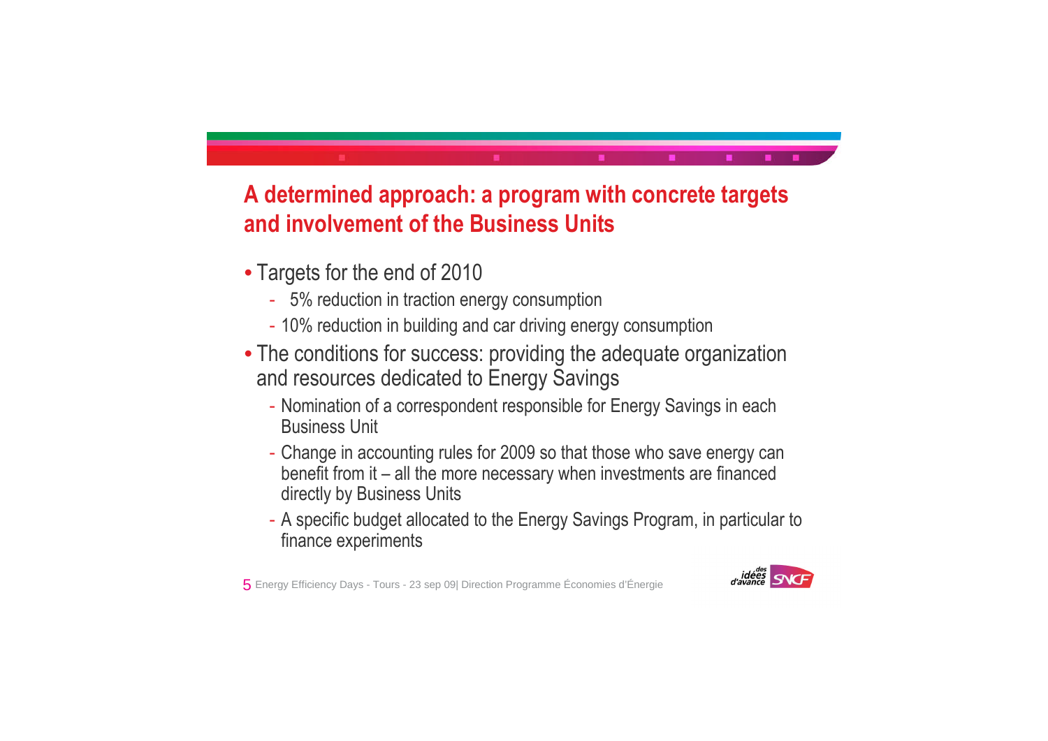## A determined approach: a program with concrete targets and involvement of the Business Units

- Targets for the end of 2010
  - 5% reduction in traction energy consumption
  - 10% reduction in building and car driving energy consumption
- The conditions for success: providing the adequate organization and resources dedicated to Energy Savings
  - Nomination of a correspondent responsible for Energy Savings in each Business Unit
  - Change in accounting rules for 2009 so that those who save energy can benefit from it – all the more necessary when investments are financed directly by Business Units
  - A specific budget allocated to the Energy Savings Program, in particular to finance experiments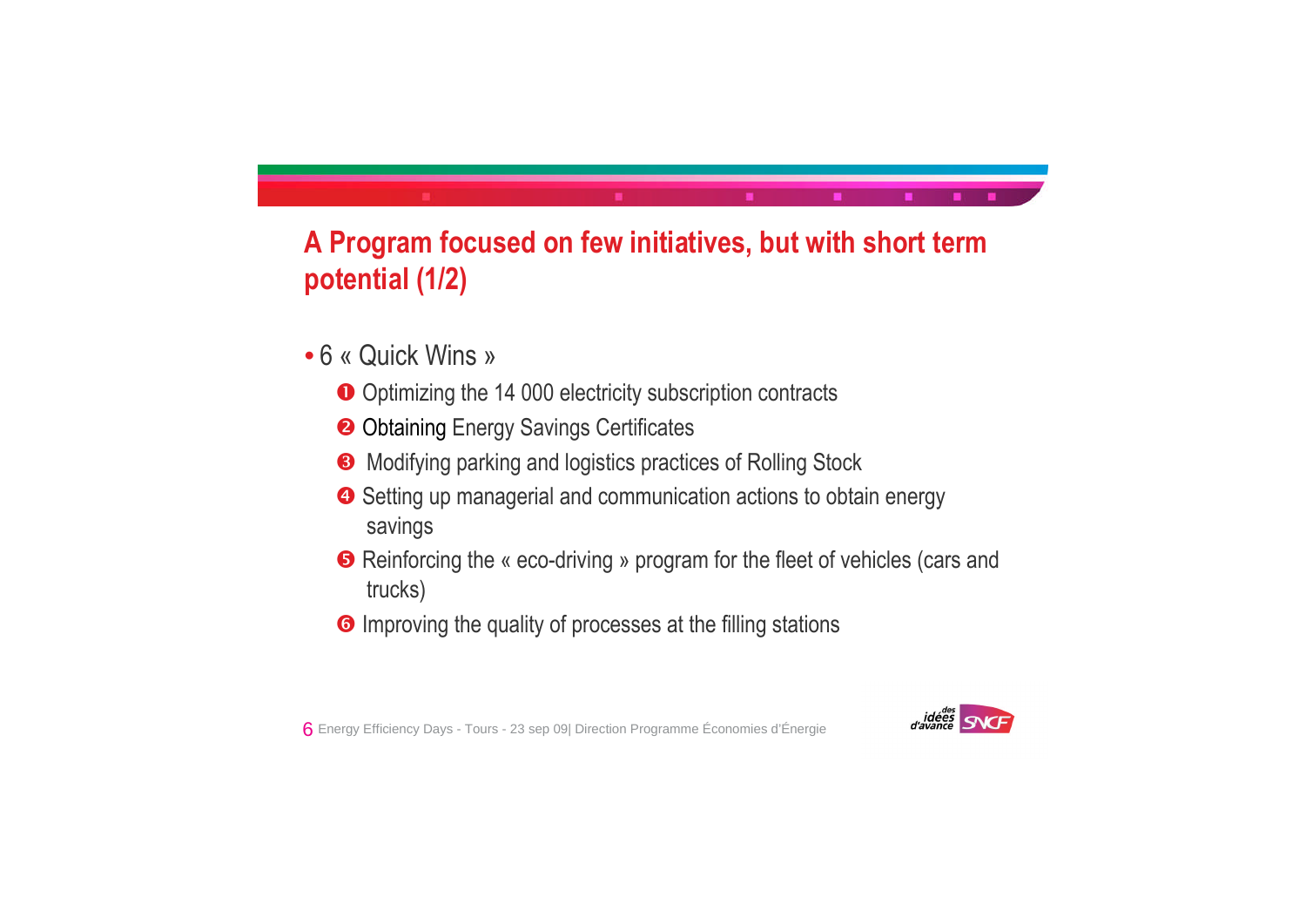## A Program focused on few initiatives, but with short term potential (1/2)

- 6 « Quick Wins »
  1. Optimizing the 14 000 electricity subscription contracts
  2. Obtaining Energy Savings Certificates
  3. Modifying parking and logistics practices of Rolling Stock
  4. Setting up managerial and communication actions to obtain energy savings
  5. Reinforcing the « eco-driving » program for the fleet of vehicles (cars and trucks)
  6. Improving the quality of processes at the filling stations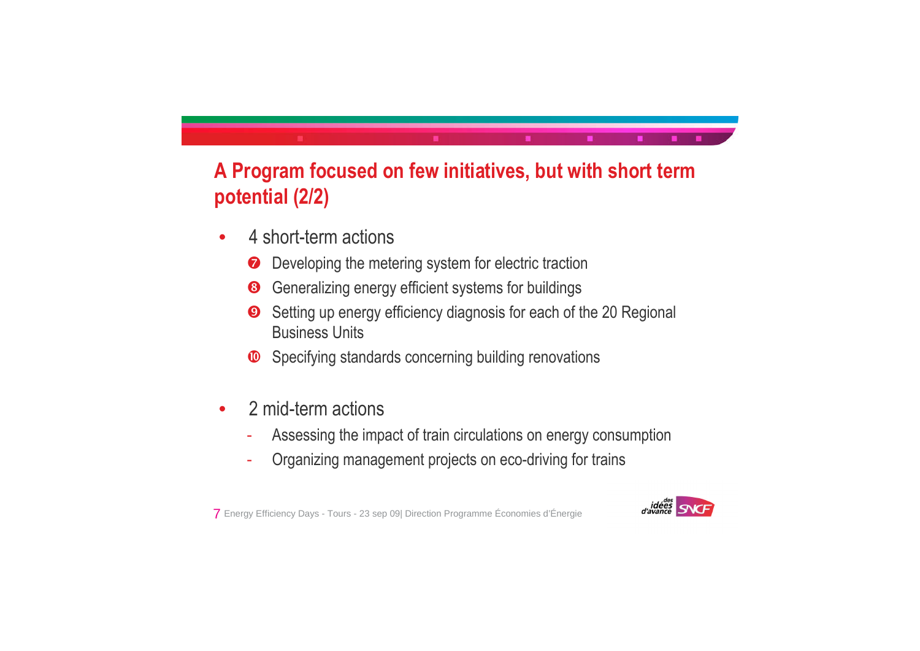## A Program focused on few initiatives, but with short term potential (2/2)

- 4 short-term actions
  - ❼ Developing the metering system for electric traction
  - ❽ Generalizing energy efficient systems for buildings
  - ❾ Setting up energy efficiency diagnosis for each of the 20 Regional Business Units
  - ❿ Specifying standards concerning building renovations

- 2 mid-term actions
  - Assessing the impact of train circulations on energy consumption
  - Organizing management projects on eco-driving for trains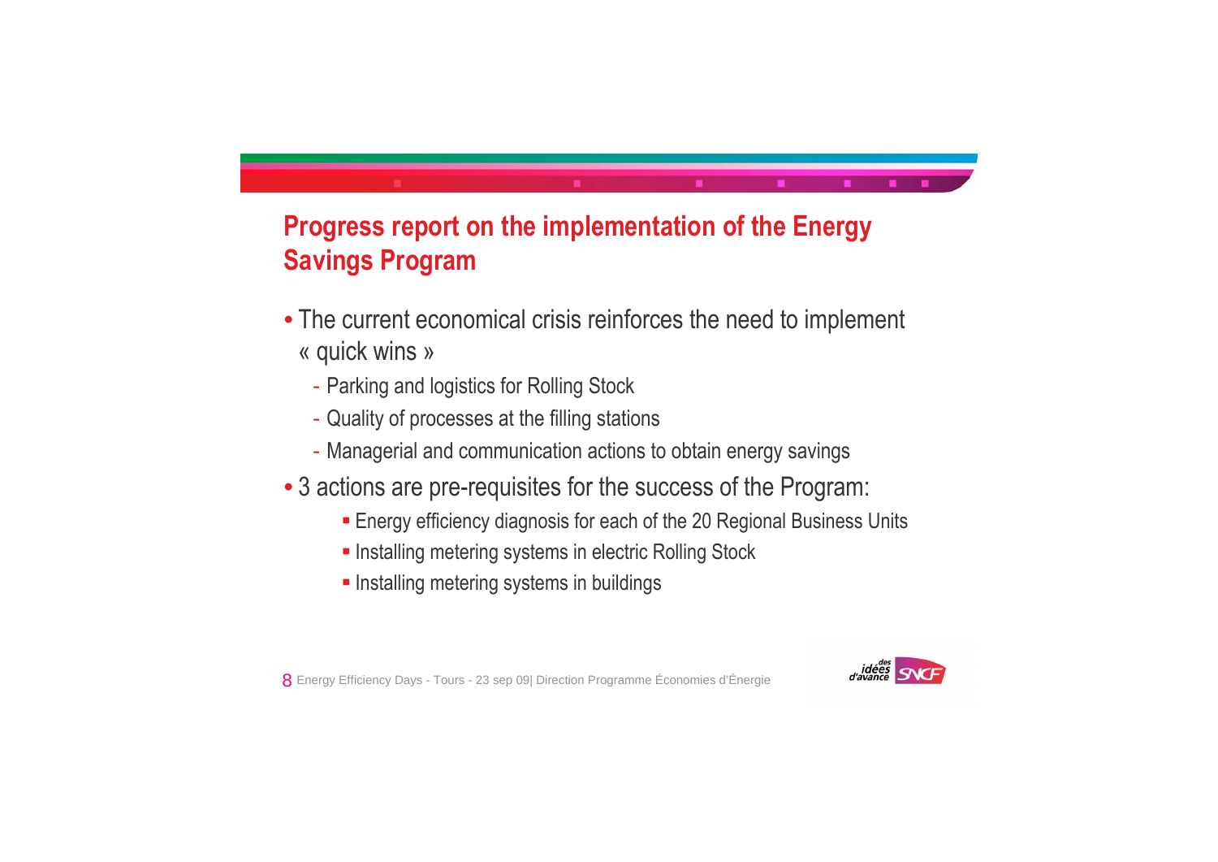## Progress report on the implementation of the Energy Savings Program

- The current economical crisis reinforces the need to implement « quick wins »
  - Parking and logistics for Rolling Stock
  - Quality of processes at the filling stations
  - Managerial and communication actions to obtain energy savings
- 3 actions are pre-requisites for the success of the Program:
  - Energy efficiency diagnosis for each of the 20 Regional Business Units
  - Installing metering systems in electric Rolling Stock
  - Installing metering systems in buildings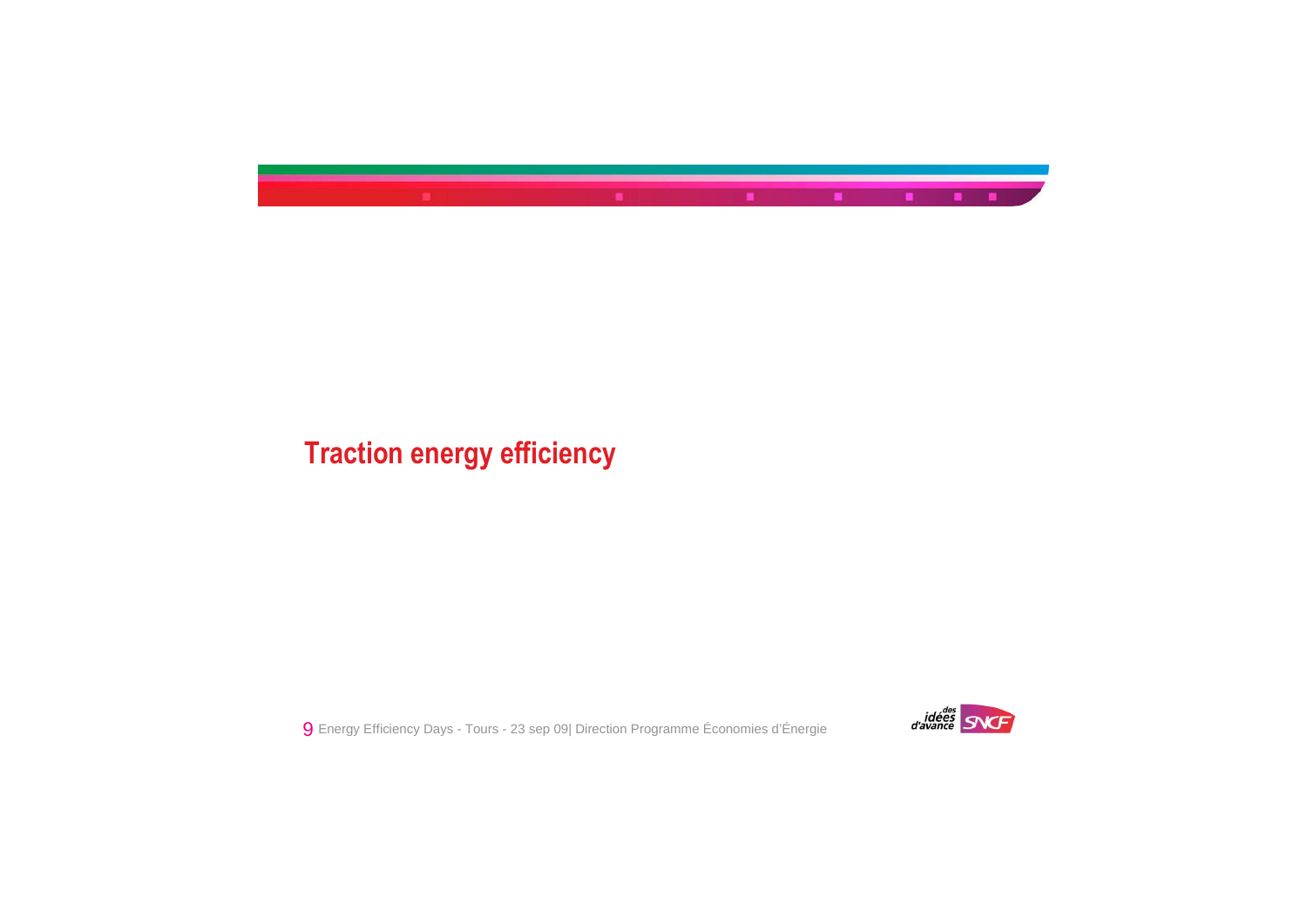# Traction energy efficiency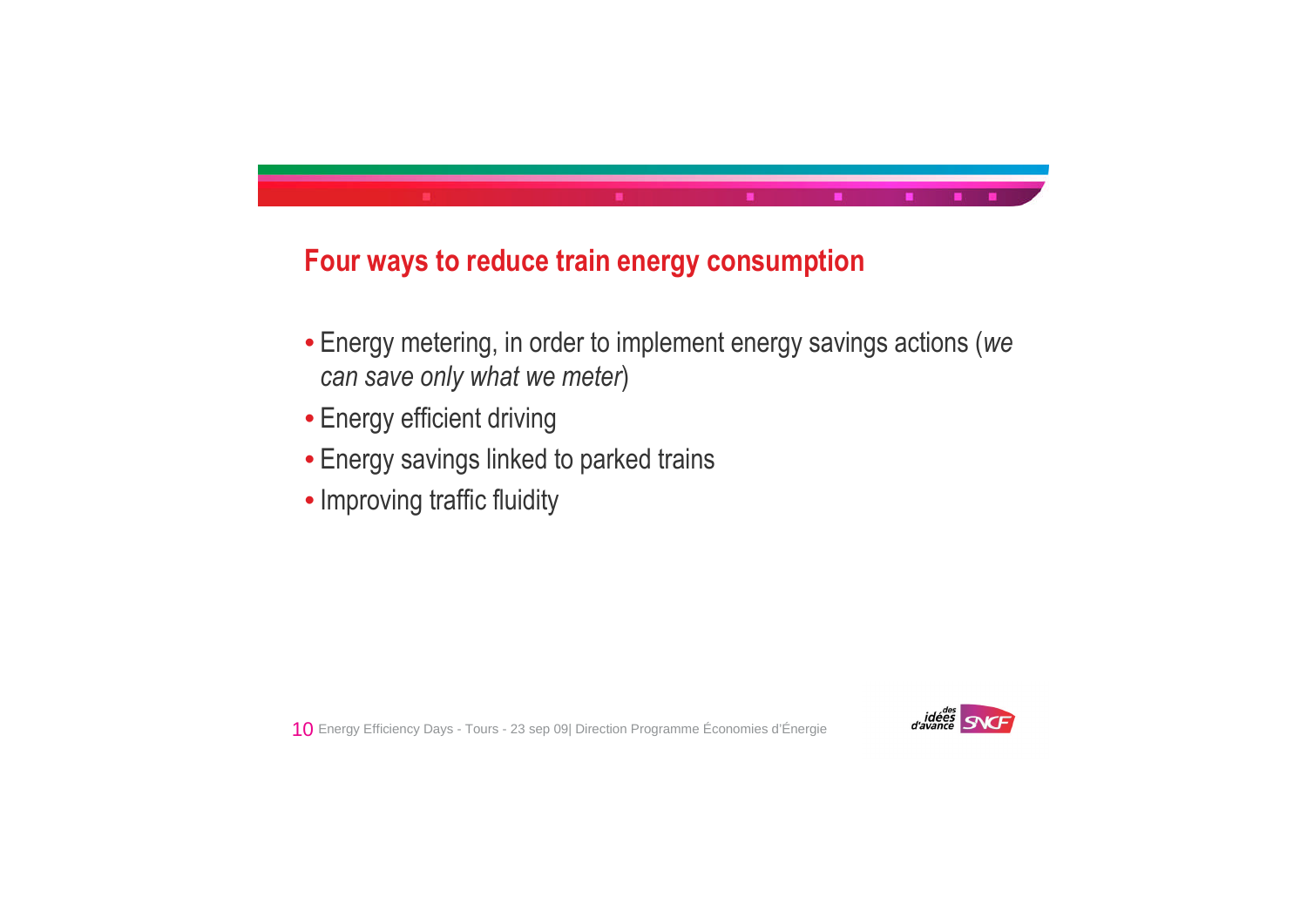## Four ways to reduce train energy consumption

- Energy metering, in order to implement energy savings actions (*we can save only what we meter*)
- Energy efficient driving
- Energy savings linked to parked trains
- Improving traffic fluidity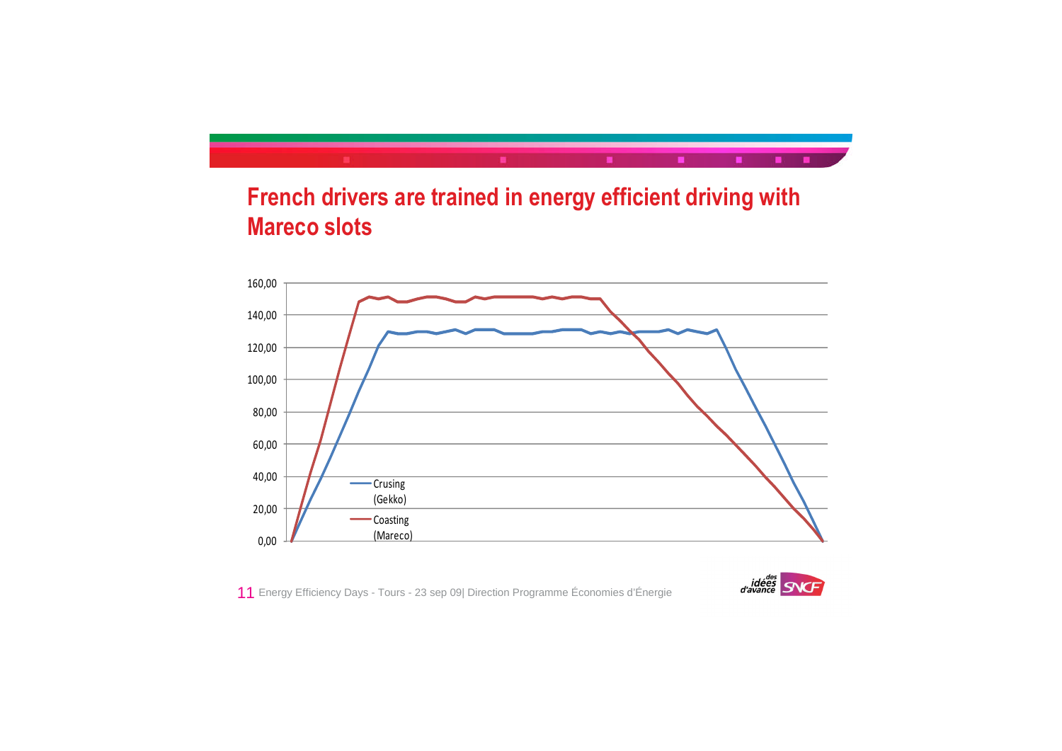# French drivers are trained in energy efficient driving with Mareco slots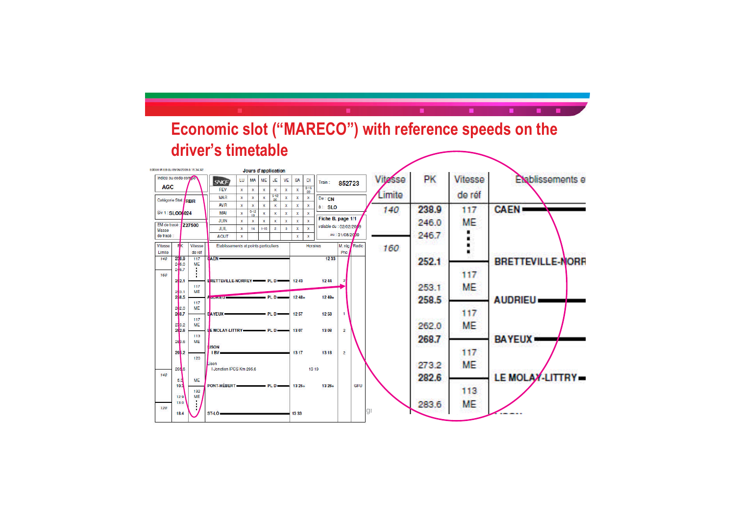# Economic slot ("MARECO") with reference speeds on the driver's timetable

Edition WEB du 09/06/2009 à 15:34:42

| Indice ou code compo | AGC |
|---|---|
| Catégorie Stat | RBR |
| Siv 1 : SLO06024 | |
| EM de tracé : Z27500 | |
| Masse de tracé : | |

**Jours d'application**

| | LU | MA | ME | JE | VE | SA | DI |
|---|---|---|---|---|---|---|---|
| FEV | x | x | x | x | x | x | 8-15 22 |
| MAR | x | x | x | 5-12 26 | x | x | x |
| AVR | x | x | x | x | x | x | x |
| MAI | x | 5-12 19 | x | x | x | x | x |
| JUIN | x | x | x | x | x | x | x |
| JUIL | x | 14 | 1-15 | 2 | 3 | x | x |
| AOUT | x | | | | | x | x |

Train : 852723

De : CN
à : SLO

Fiche B, page 1/1
valable du : 02/02/2009
au : 31/08/2009

| Vitesse Limite | PK | Vitesse de réf | Etablissements et points particuliers | Horaires | | M. rég Pho | Radio |
|---|---|---|---|---|---|---|---|
| 140 | 238.9 | 117 | CAEN | | 12 33 | | |
| | 246.0 | ME | | | | | |
| | 246.7 | ⋮ | | | | | |
| 160 | 252.1 | | BRETTEVILLE-NORREY — PL D | 12 43 | 12 44 | 2 | |
| | 253.1 | 117 ME | | | | | |
| | 258.5 | | AUDRIEU — PL D | 12 48+ | 12 49+ | | |
| | 262.0 | 117 ME | | | | | |
| | 268.7 | | BAYEUX — PL D | 12 57 | 12 58 | 1 | |
| | 273.2 | 117 ME | | | | | |
| | 282.6 | | LE MOLAY-LITTRY — PL D | 13 07 | 13 08 | 2 | |
| | 283.6 | 113 ME | | | | | |
| | 295.2 | | LISON I BV | 13 17 | 13 18 | 2 | |
| | | 120 | | | | | |
| | 295.6 | | Lison I Jonction IPCS Km 295,6 | 13 19 | | | |
| 140 | 5.0 | ME | | | | | |
| | 10.3 | | PONT-HÉBERT — PL D | 13 25+ | 13 25+ | | GFU |
| | 12.9 | 132 ME | | | | | |
| | 13.0 | ⋮ | | | | | |
| 120 | 18.4 | | ST-LÔ | 13 33 | | | |

Detail (enlarged):

| Vitesse Limite | PK | Vitesse de réf | Etablissements e |
|---|---|---|---|
| 140 | 238.9 | 117 | CAEN |
| | 246.0 | ME | |
| | 246.7 | ⋮ | |
| 160 | 252.1 | | BRETTEVILLE-NORR |
| | 253.1 | 117 ME | |
| | 258.5 | | AUDRIEU |
| | 262.0 | 117 ME | |
| | 268.7 | | BAYEUX |
| | 273.2 | 117 ME | |
| | 282.6 | | LE MOLAY-LITTRY |
| | 283.6 | 113 ME | |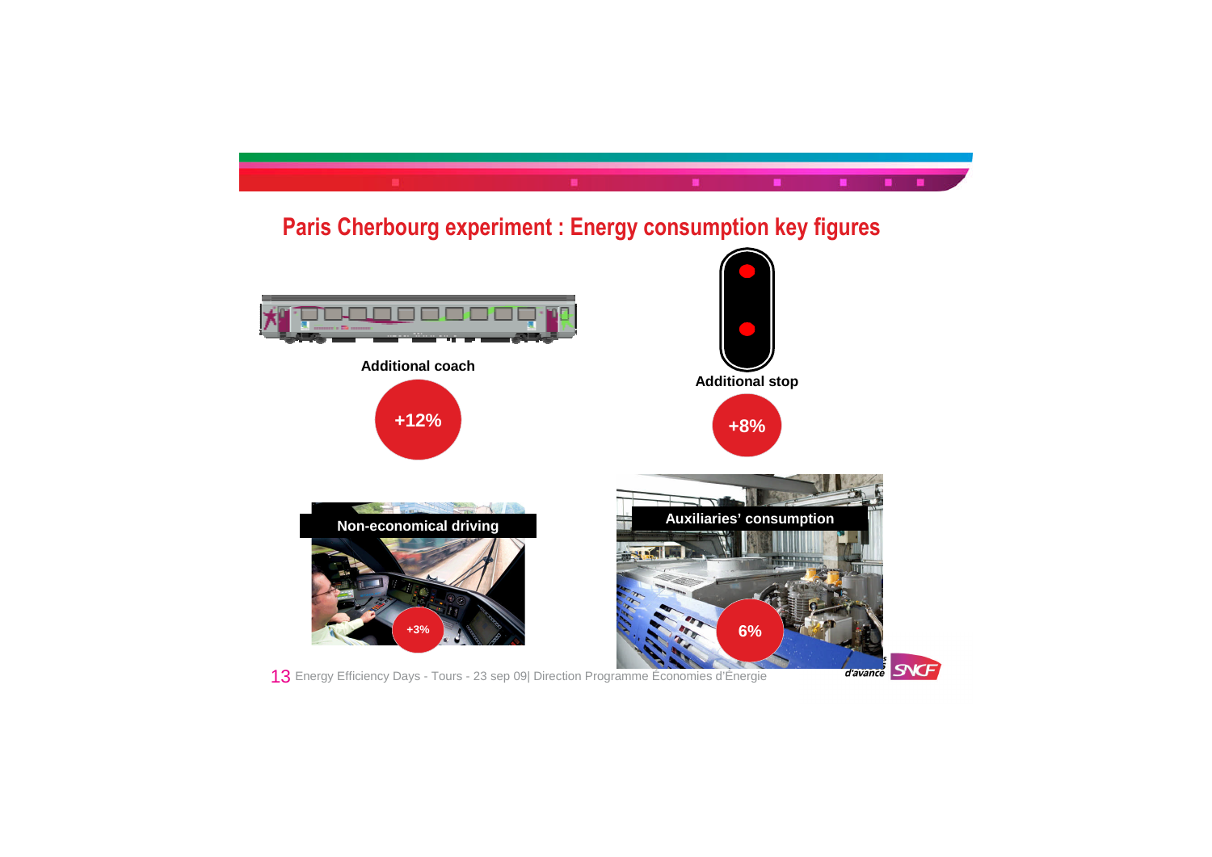## Paris Cherbourg experiment : Energy consumption key figures

**Additional coach**

**+12%**

**Additional stop**

**+8%**

**Non-economical driving**

**+3%**

**Auxiliaries' consumption**

**6%**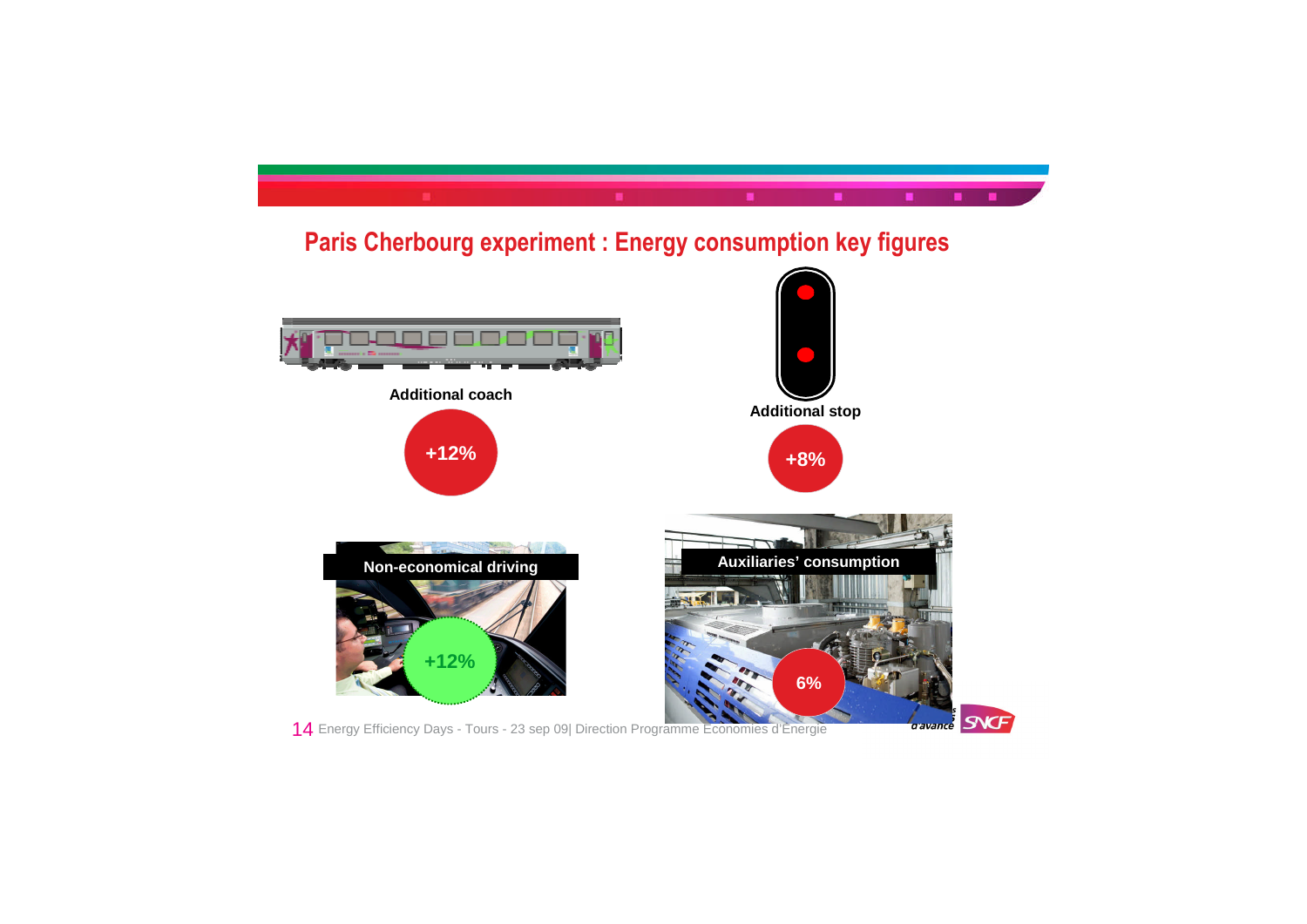## Paris Cherbourg experiment : Energy consumption key figures

**Additional coach**

**+12%**

**Additional stop**

**+8%**

**Non-economical driving**

**+12%**

**Auxiliaries' consumption**

**6%**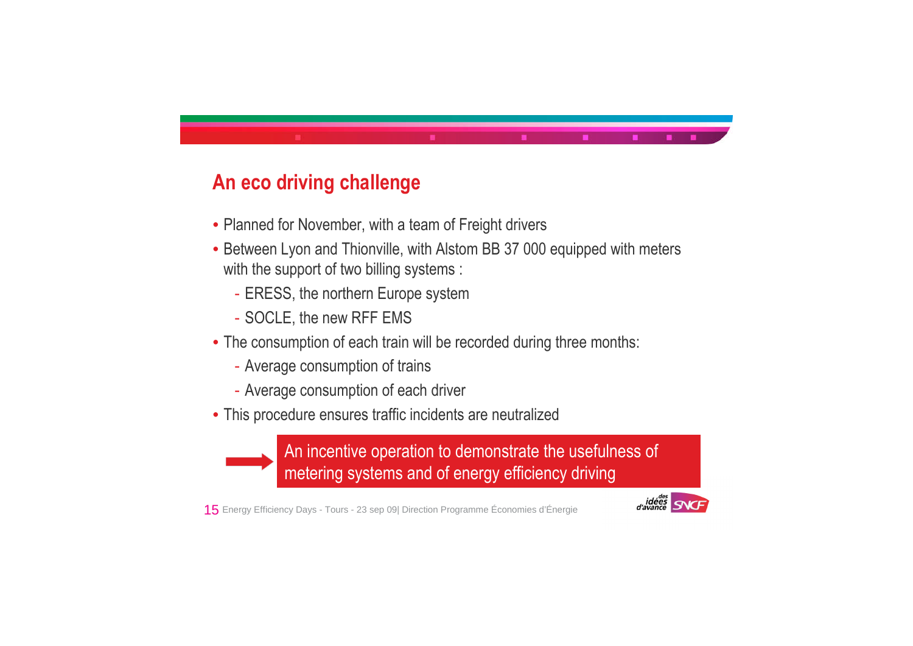## An eco driving challenge

- Planned for November, with a team of Freight drivers
- Between Lyon and Thionville, with Alstom BB 37 000 equipped with meters with the support of two billing systems :
  - ERESS, the northern Europe system
  - SOCLE, the new RFF EMS
- The consumption of each train will be recorded during three months:
  - Average consumption of trains
  - Average consumption of each driver
- This procedure ensures traffic incidents are neutralized

➡ An incentive operation to demonstrate the usefulness of metering systems and of energy efficiency driving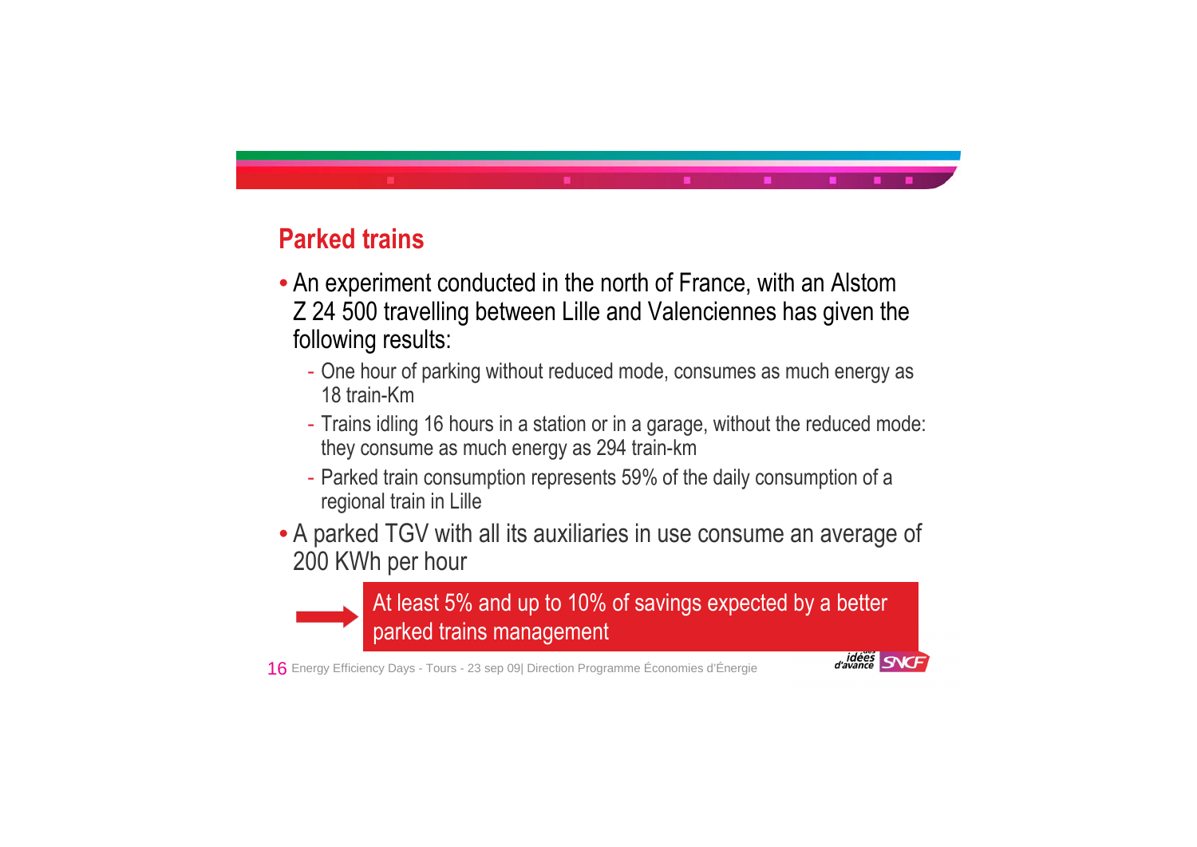## Parked trains

- An experiment conducted in the north of France, with an Alstom Z 24 500 travelling between Lille and Valenciennes has given the following results:
  - One hour of parking without reduced mode, consumes as much energy as 18 train-Km
  - Trains idling 16 hours in a station or in a garage, without the reduced mode: they consume as much energy as 294 train-km
  - Parked train consumption represents 59% of the daily consumption of a regional train in Lille
- A parked TGV with all its auxiliaries in use consume an average of 200 KWh per hour

→ At least 5% and up to 10% of savings expected by a better parked trains management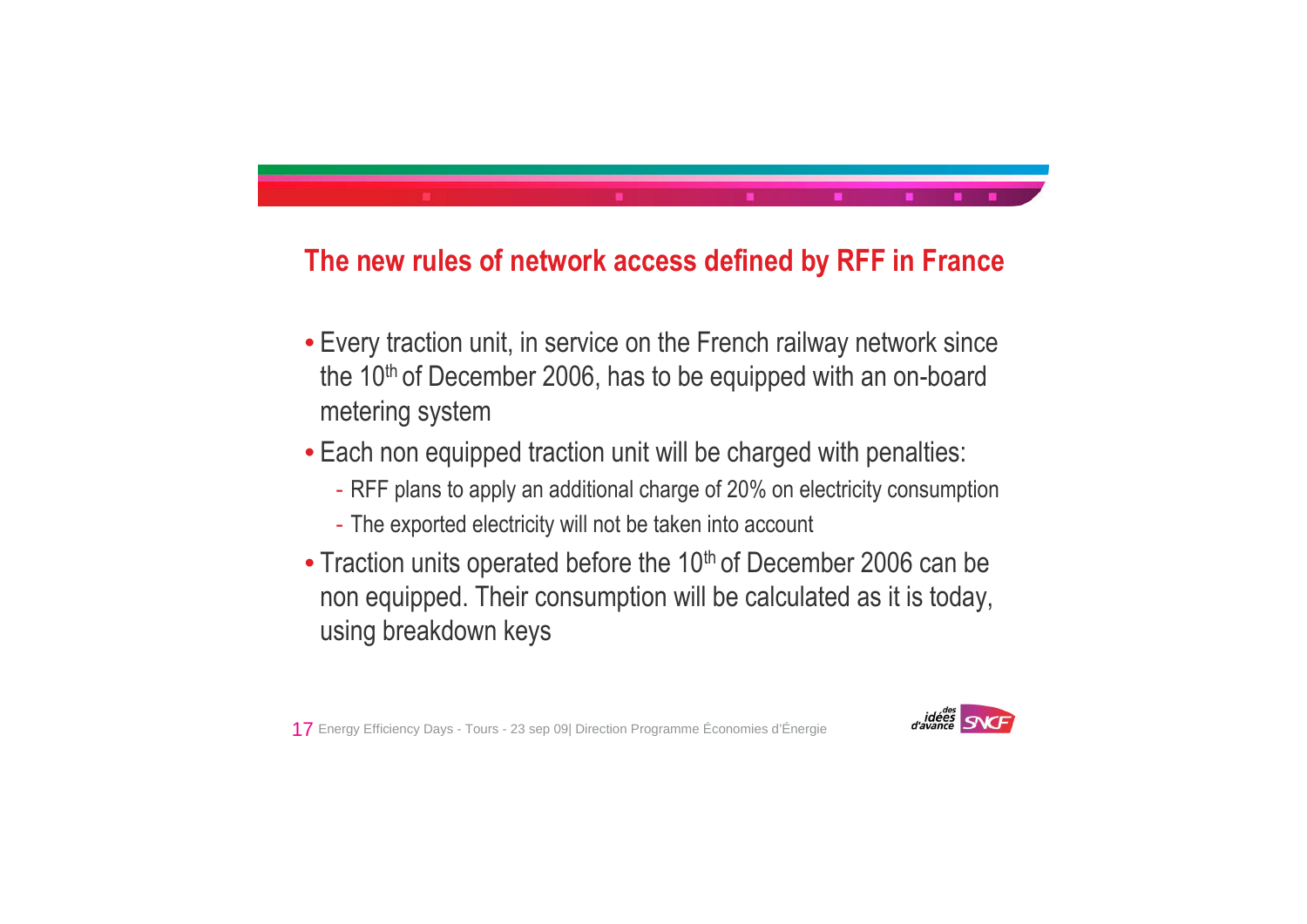## The new rules of network access defined by RFF in France

- Every traction unit, in service on the French railway network since the 10th of December 2006, has to be equipped with an on-board metering system
- Each non equipped traction unit will be charged with penalties:
  - RFF plans to apply an additional charge of 20% on electricity consumption
  - The exported electricity will not be taken into account
- Traction units operated before the 10th of December 2006 can be non equipped. Their consumption will be calculated as it is today, using breakdown keys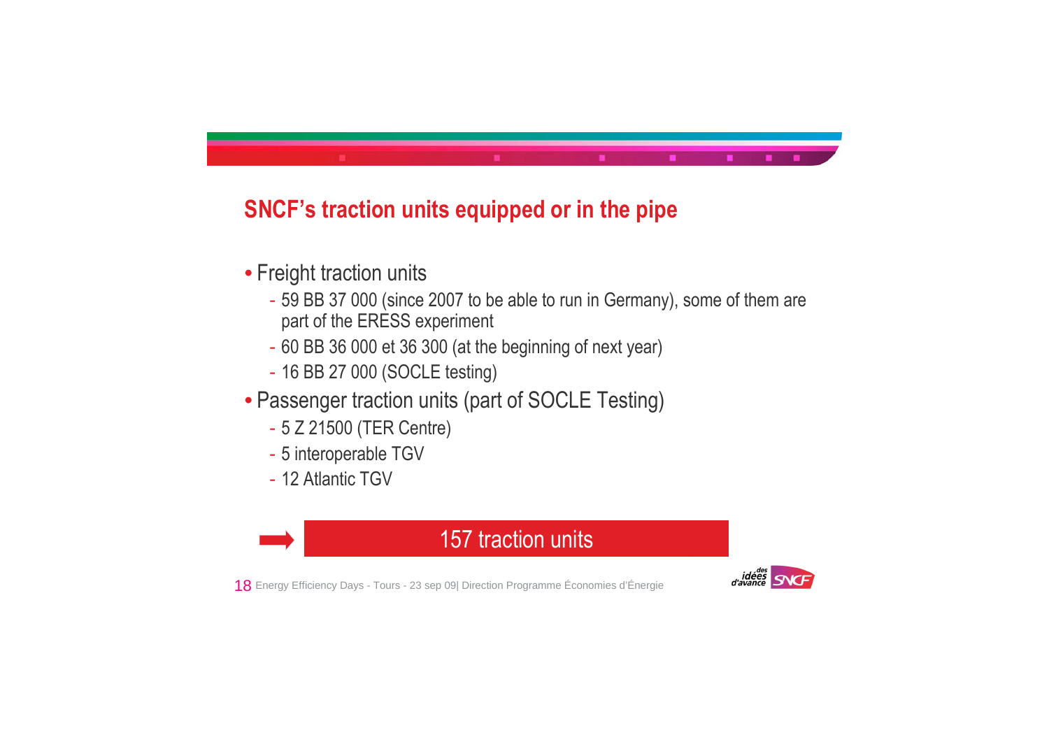## SNCF's traction units equipped or in the pipe

- Freight traction units
  - 59 BB 37 000 (since 2007 to be able to run in Germany), some of them are part of the ERESS experiment
  - 60 BB 36 000 et 36 300 (at the beginning of next year)
  - 16 BB 27 000 (SOCLE testing)
- Passenger traction units (part of SOCLE Testing)
  - 5 Z 21500 (TER Centre)
  - 5 interoperable TGV
  - 12 Atlantic TGV

➡ **157 traction units**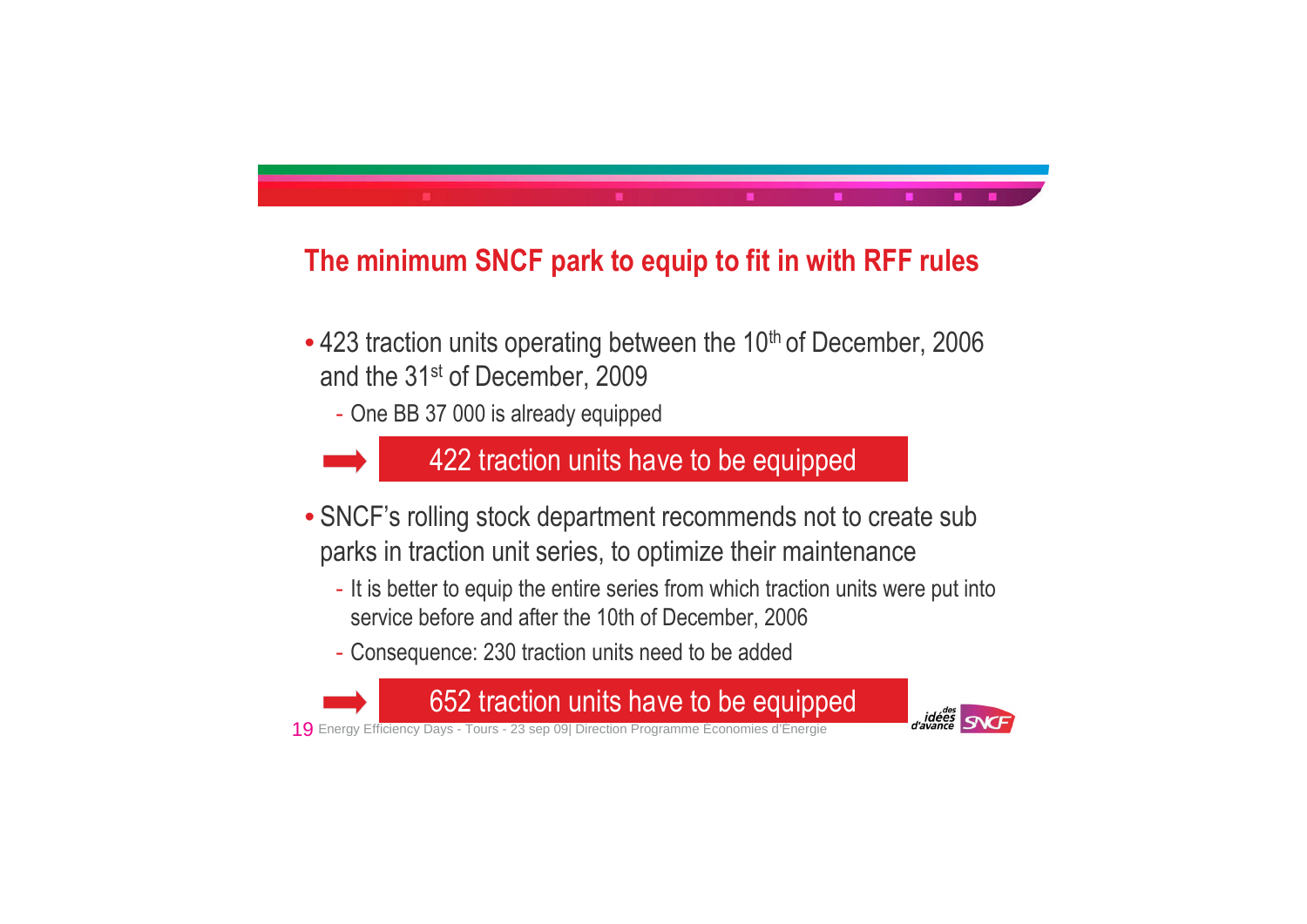## The minimum SNCF park to equip to fit in with RFF rules

- 423 traction units operating between the 10th of December, 2006 and the 31st of December, 2009
  - One BB 37 000 is already equipped

➡ **422 traction units have to be equipped**

- SNCF's rolling stock department recommends not to create sub parks in traction unit series, to optimize their maintenance
  - It is better to equip the entire series from which traction units were put into service before and after the 10th of December, 2006
  - Consequence: 230 traction units need to be added

➡ **652 traction units have to be equipped**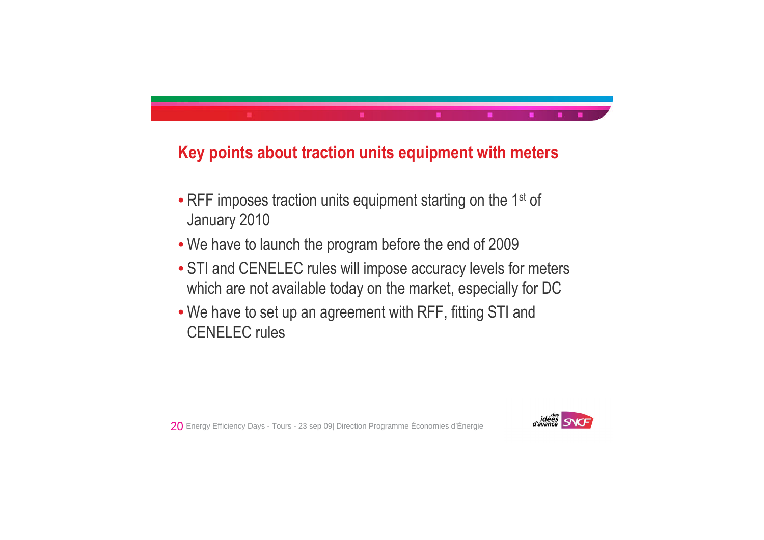## Key points about traction units equipment with meters

- RFF imposes traction units equipment starting on the 1st of January 2010
- We have to launch the program before the end of 2009
- STI and CENELEC rules will impose accuracy levels for meters which are not available today on the market, especially for DC
- We have to set up an agreement with RFF, fitting STI and CENELEC rules